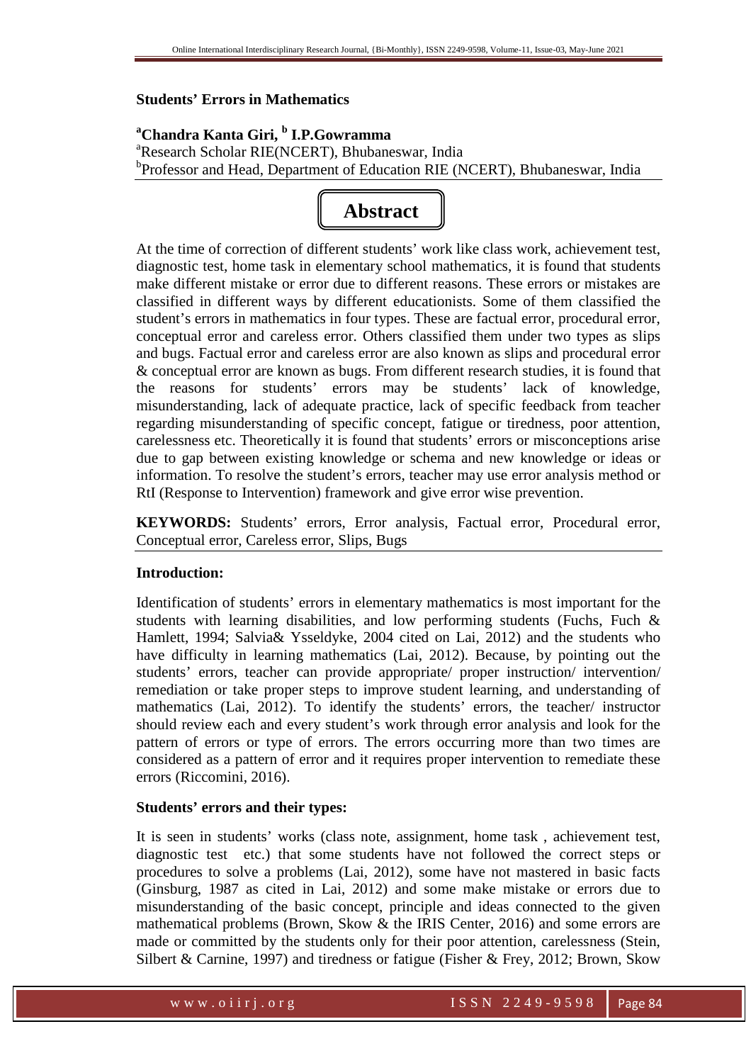# Students' Errors in Mathematics

**[a]Chandra Kanta Giri, [b] I.P.Gowramma**

[a]Research Scholar RIE(NCERT), Bhubaneswar, India

[b]Professor and Head, Department of Education RIE (NCERT), Bhubaneswar, India

## Abstract

At the time of correction of different students' work like class work, achievement test, diagnostic test, home task in elementary school mathematics, it is found that students make different mistake or error due to different reasons. These errors or mistakes are classified in different ways by different educationists. Some of them classified the student's errors in mathematics in four types. These are factual error, procedural error, conceptual error and careless error. Others classified them under two types as slips and bugs. Factual error and careless error are also known as slips and procedural error & conceptual error are known as bugs. From different research studies, it is found that the reasons for students' errors may be students' lack of knowledge, misunderstanding, lack of adequate practice, lack of specific feedback from teacher regarding misunderstanding of specific concept, fatigue or tiredness, poor attention, carelessness etc. Theoretically it is found that students' errors or misconceptions arise due to gap between existing knowledge or schema and new knowledge or ideas or information. To resolve the student's errors, teacher may use error analysis method or RtI (Response to Intervention) framework and give error wise prevention.

**KEYWORDS:** Students' errors, Error analysis, Factual error, Procedural error, Conceptual error, Careless error, Slips, Bugs

### Introduction:

Identification of students' errors in elementary mathematics is most important for the students with learning disabilities, and low performing students (Fuchs, Fuch & Hamlett, 1994; Salvia& Ysseldyke, 2004 cited on Lai, 2012) and the students who have difficulty in learning mathematics (Lai, 2012). Because, by pointing out the students' errors, teacher can provide appropriate/ proper instruction/ intervention/ remediation or take proper steps to improve student learning, and understanding of mathematics (Lai, 2012). To identify the students' errors, the teacher/ instructor should review each and every student's work through error analysis and look for the pattern of errors or type of errors. The errors occurring more than two times are considered as a pattern of error and it requires proper intervention to remediate these errors (Riccomini, 2016).

### Students' errors and their types:

It is seen in students' works (class note, assignment, home task , achievement test, diagnostic test etc.) that some students have not followed the correct steps or procedures to solve a problems (Lai, 2012), some have not mastered in basic facts (Ginsburg, 1987 as cited in Lai, 2012) and some make mistake or errors due to misunderstanding of the basic concept, principle and ideas connected to the given mathematical problems (Brown, Skow & the IRIS Center, 2016) and some errors are made or committed by the students only for their poor attention, carelessness (Stein, Silbert & Carnine, 1997) and tiredness or fatigue (Fisher & Frey, 2012; Brown, Skow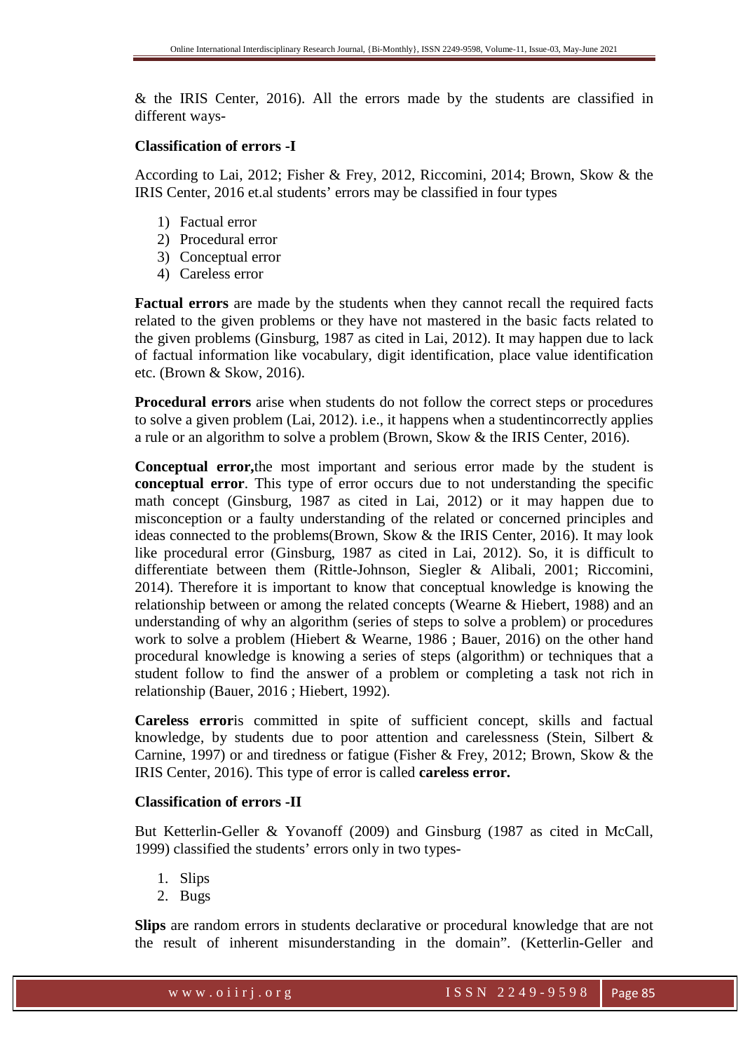& the IRIS Center, 2016). All the errors made by the students are classified in different ways-

**Classification of errors -I**

According to Lai, 2012; Fisher & Frey, 2012, Riccomini, 2014; Brown, Skow & the IRIS Center, 2016 et.al students' errors may be classified in four types

1) Factual error
2) Procedural error
3) Conceptual error
4) Careless error

**Factual errors** are made by the students when they cannot recall the required facts related to the given problems or they have not mastered in the basic facts related to the given problems (Ginsburg, 1987 as cited in Lai, 2012). It may happen due to lack of factual information like vocabulary, digit identification, place value identification etc. (Brown & Skow, 2016).

**Procedural errors** arise when students do not follow the correct steps or procedures to solve a given problem (Lai, 2012). i.e., it happens when a studentincorrectly applies a rule or an algorithm to solve a problem (Brown, Skow & the IRIS Center, 2016).

**Conceptual error,**the most important and serious error made by the student is **conceptual error**. This type of error occurs due to not understanding the specific math concept (Ginsburg, 1987 as cited in Lai, 2012) or it may happen due to misconception or a faulty understanding of the related or concerned principles and ideas connected to the problems(Brown, Skow & the IRIS Center, 2016). It may look like procedural error (Ginsburg, 1987 as cited in Lai, 2012). So, it is difficult to differentiate between them (Rittle-Johnson, Siegler & Alibali, 2001; Riccomini, 2014). Therefore it is important to know that conceptual knowledge is knowing the relationship between or among the related concepts (Wearne & Hiebert, 1988) and an understanding of why an algorithm (series of steps to solve a problem) or procedures work to solve a problem (Hiebert & Wearne, 1986 ; Bauer, 2016) on the other hand procedural knowledge is knowing a series of steps (algorithm) or techniques that a student follow to find the answer of a problem or completing a task not rich in relationship (Bauer, 2016 ; Hiebert, 1992).

**Careless error**is committed in spite of sufficient concept, skills and factual knowledge, by students due to poor attention and carelessness (Stein, Silbert & Carnine, 1997) or and tiredness or fatigue (Fisher & Frey, 2012; Brown, Skow & the IRIS Center, 2016). This type of error is called **careless error.**

**Classification of errors -II**

But Ketterlin-Geller & Yovanoff (2009) and Ginsburg (1987 as cited in McCall, 1999) classified the students' errors only in two types-

1. Slips
2. Bugs

**Slips** are random errors in students declarative or procedural knowledge that are not the result of inherent misunderstanding in the domain". (Ketterlin-Geller and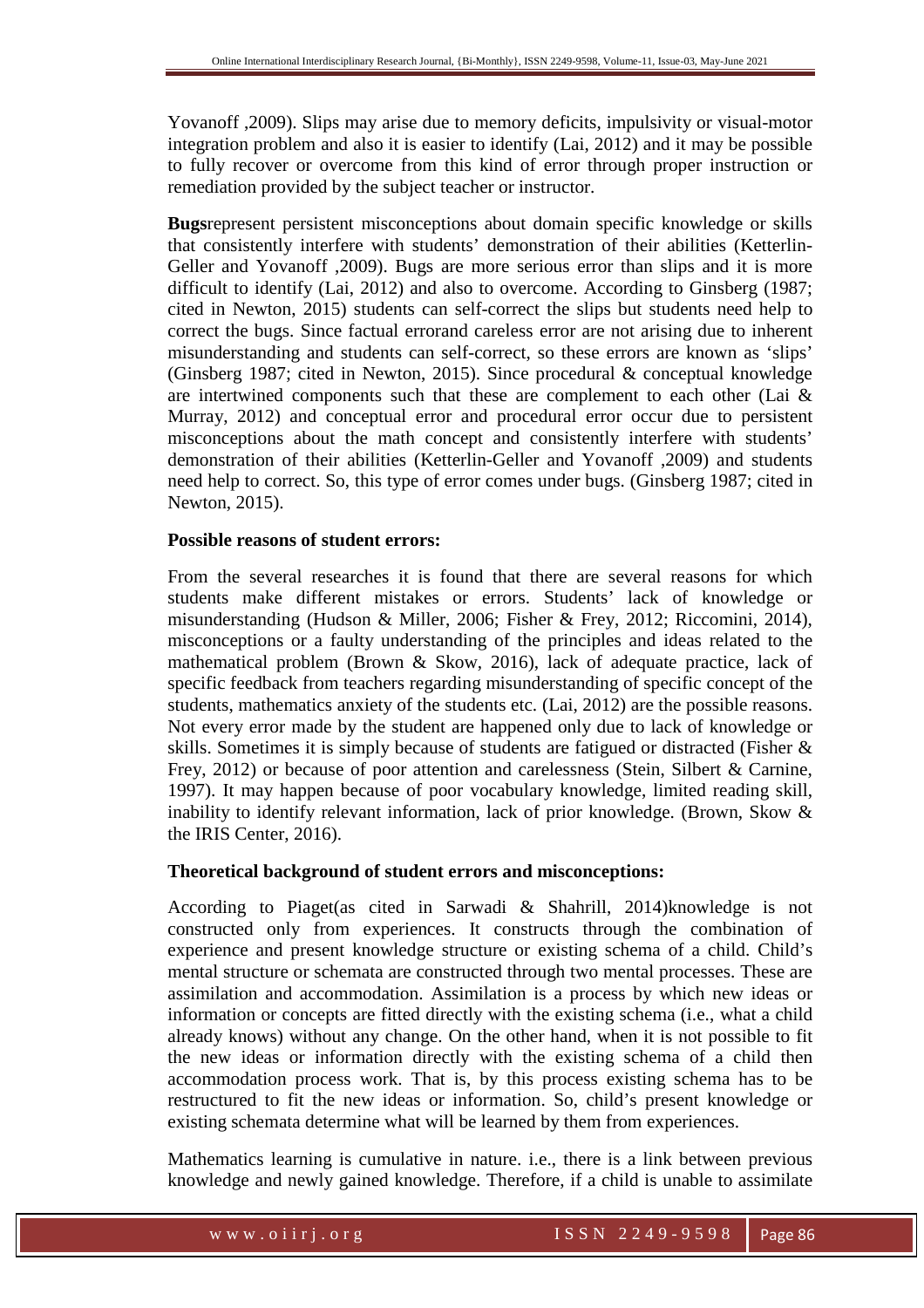Yovanoff ,2009). Slips may arise due to memory deficits, impulsivity or visual-motor integration problem and also it is easier to identify (Lai, 2012) and it may be possible to fully recover or overcome from this kind of error through proper instruction or remediation provided by the subject teacher or instructor.

**Bugs**represent persistent misconceptions about domain specific knowledge or skills that consistently interfere with students' demonstration of their abilities (Ketterlin-Geller and Yovanoff ,2009). Bugs are more serious error than slips and it is more difficult to identify (Lai, 2012) and also to overcome. According to Ginsberg (1987; cited in Newton, 2015) students can self-correct the slips but students need help to correct the bugs. Since factual errorand careless error are not arising due to inherent misunderstanding and students can self-correct, so these errors are known as 'slips' (Ginsberg 1987; cited in Newton, 2015). Since procedural & conceptual knowledge are intertwined components such that these are complement to each other (Lai & Murray, 2012) and conceptual error and procedural error occur due to persistent misconceptions about the math concept and consistently interfere with students' demonstration of their abilities (Ketterlin-Geller and Yovanoff ,2009) and students need help to correct. So, this type of error comes under bugs. (Ginsberg 1987; cited in Newton, 2015).

**Possible reasons of student errors:**

From the several researches it is found that there are several reasons for which students make different mistakes or errors. Students' lack of knowledge or misunderstanding (Hudson & Miller, 2006; Fisher & Frey, 2012; Riccomini, 2014), misconceptions or a faulty understanding of the principles and ideas related to the mathematical problem (Brown & Skow, 2016), lack of adequate practice, lack of specific feedback from teachers regarding misunderstanding of specific concept of the students, mathematics anxiety of the students etc. (Lai, 2012) are the possible reasons. Not every error made by the student are happened only due to lack of knowledge or skills. Sometimes it is simply because of students are fatigued or distracted (Fisher & Frey, 2012) or because of poor attention and carelessness (Stein, Silbert & Carnine, 1997). It may happen because of poor vocabulary knowledge, limited reading skill, inability to identify relevant information, lack of prior knowledge. (Brown, Skow & the IRIS Center, 2016).

**Theoretical background of student errors and misconceptions:**

According to Piaget(as cited in Sarwadi & Shahrill, 2014)knowledge is not constructed only from experiences. It constructs through the combination of experience and present knowledge structure or existing schema of a child. Child's mental structure or schemata are constructed through two mental processes. These are assimilation and accommodation. Assimilation is a process by which new ideas or information or concepts are fitted directly with the existing schema (i.e., what a child already knows) without any change. On the other hand, when it is not possible to fit the new ideas or information directly with the existing schema of a child then accommodation process work. That is, by this process existing schema has to be restructured to fit the new ideas or information. So, child's present knowledge or existing schemata determine what will be learned by them from experiences.

Mathematics learning is cumulative in nature. i.e., there is a link between previous knowledge and newly gained knowledge. Therefore, if a child is unable to assimilate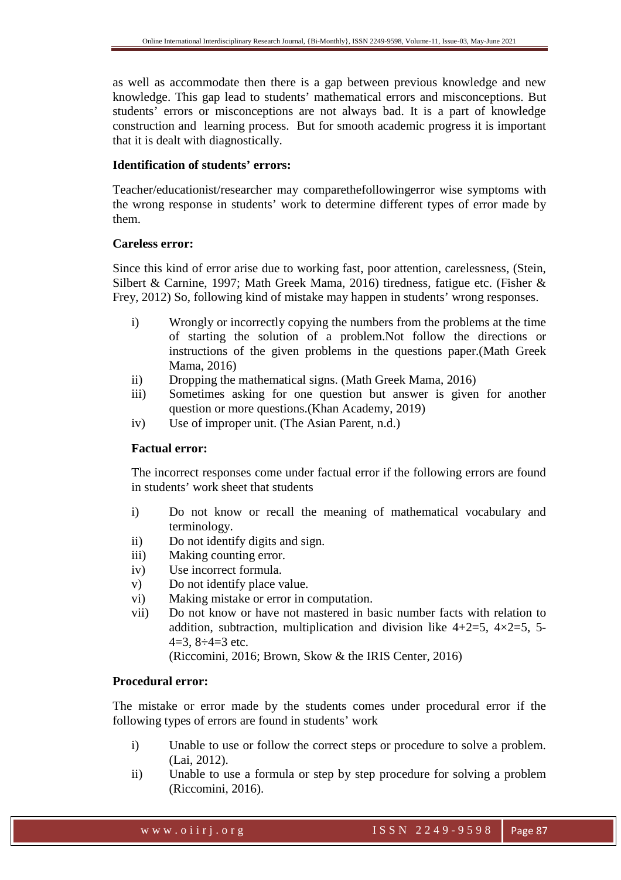as well as accommodate then there is a gap between previous knowledge and new knowledge. This gap lead to students' mathematical errors and misconceptions. But students' errors or misconceptions are not always bad. It is a part of knowledge construction and learning process. But for smooth academic progress it is important that it is dealt with diagnostically.

**Identification of students' errors:**

Teacher/educationist/researcher may comparethefollowingerror wise symptoms with the wrong response in students' work to determine different types of error made by them.

**Careless error:**

Since this kind of error arise due to working fast, poor attention, carelessness, (Stein, Silbert & Carnine, 1997; Math Greek Mama, 2016) tiredness, fatigue etc. (Fisher & Frey, 2012) So, following kind of mistake may happen in students' wrong responses.

i) Wrongly or incorrectly copying the numbers from the problems at the time of starting the solution of a problem.Not follow the directions or instructions of the given problems in the questions paper.(Math Greek Mama, 2016)

ii) Dropping the mathematical signs. (Math Greek Mama, 2016)

iii) Sometimes asking for one question but answer is given for another question or more questions.(Khan Academy, 2019)

iv) Use of improper unit. (The Asian Parent, n.d.)

**Factual error:**

The incorrect responses come under factual error if the following errors are found in students' work sheet that students

i) Do not know or recall the meaning of mathematical vocabulary and terminology.

ii) Do not identify digits and sign.

iii) Making counting error.

iv) Use incorrect formula.

v) Do not identify place value.

vi) Making mistake or error in computation.

vii) Do not know or have not mastered in basic number facts with relation to addition, subtraction, multiplication and division like $4+2=5$, $4\times2=5$, $5-4=3$, $8\div4=3$ etc.

(Riccomini, 2016; Brown, Skow & the IRIS Center, 2016)

**Procedural error:**

The mistake or error made by the students comes under procedural error if the following types of errors are found in students' work

i) Unable to use or follow the correct steps or procedure to solve a problem. (Lai, 2012).

ii) Unable to use a formula or step by step procedure for solving a problem (Riccomini, 2016).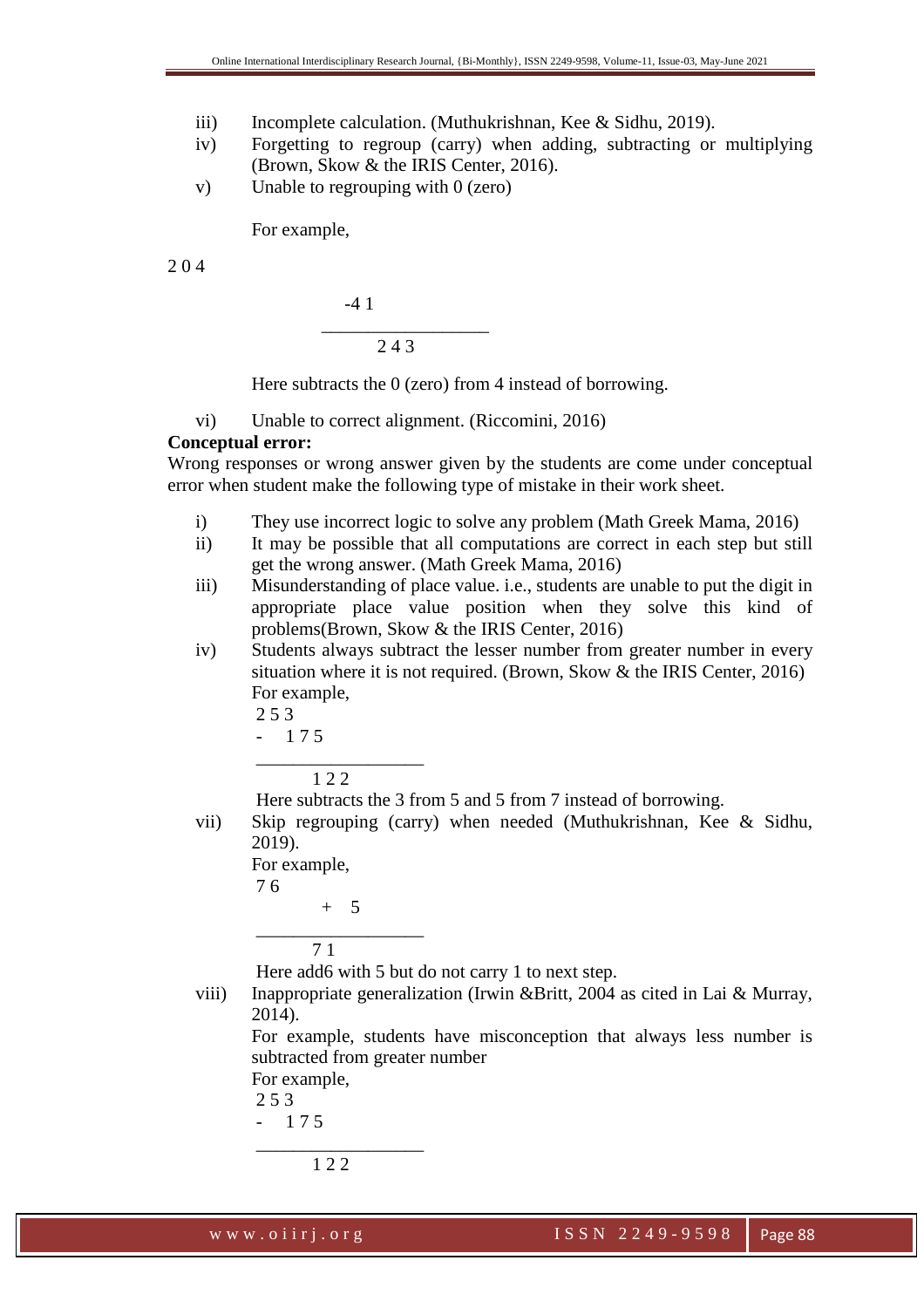iii) Incomplete calculation. (Muthukrishnan, Kee & Sidhu, 2019).

iv) Forgetting to regroup (carry) when adding, subtracting or multiplying (Brown, Skow & the IRIS Center, 2016).

v) Unable to regrouping with 0 (zero)

For example,

```
2 0 4
     -4 1
   ___________
      2 4 3
```

Here subtracts the 0 (zero) from 4 instead of borrowing.

vi) Unable to correct alignment. (Riccomini, 2016)

**Conceptual error:**

Wrong responses or wrong answer given by the students are come under conceptual error when student make the following type of mistake in their work sheet.

i) They use incorrect logic to solve any problem (Math Greek Mama, 2016)

ii) It may be possible that all computations are correct in each step but still get the wrong answer. (Math Greek Mama, 2016)

iii) Misunderstanding of place value. i.e., students are unable to put the digit in appropriate place value position when they solve this kind of problems(Brown, Skow & the IRIS Center, 2016)

iv) Students always subtract the lesser number from greater number in every situation where it is not required. (Brown, Skow & the IRIS Center, 2016)
For example,

```
 2 5 3
 -  1 7 5
 ___________
      1 2 2
```

Here subtracts the 3 from 5 and 5 from 7 instead of borrowing.

vii) Skip regrouping (carry) when needed (Muthukrishnan, Kee & Sidhu, 2019).
For example,

```
 7 6
     +   5
 ___________
      7 1
```

Here add6 with 5 but do not carry 1 to next step.

viii) Inappropriate generalization (Irwin &Britt, 2004 as cited in Lai & Murray, 2014).
For example, students have misconception that always less number is subtracted from greater number
For example,

```
 2 5 3
 -  1 7 5
 ___________
      1 2 2
```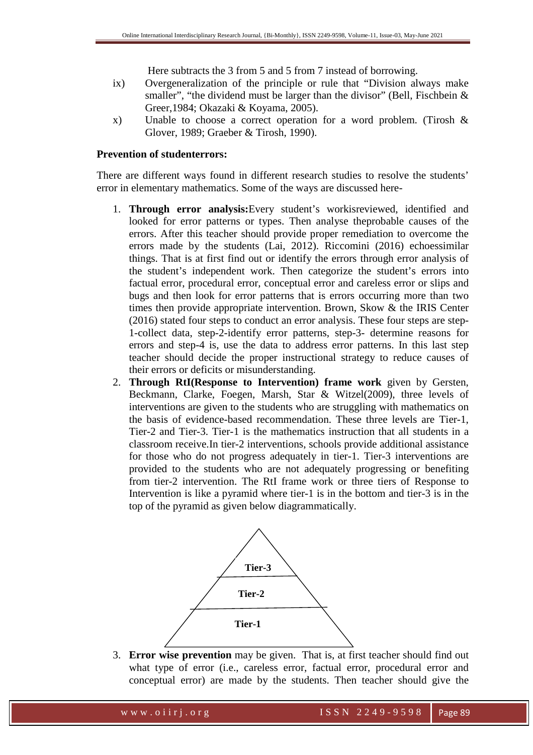Here subtracts the 3 from 5 and 5 from 7 instead of borrowing.

ix) Overgeneralization of the principle or rule that "Division always make smaller", "the dividend must be larger than the divisor" (Bell, Fischbein & Greer,1984; Okazaki & Koyama, 2005).

x) Unable to choose a correct operation for a word problem. (Tirosh & Glover, 1989; Graeber & Tirosh, 1990).

**Prevention of studenterrors:**

There are different ways found in different research studies to resolve the students' error in elementary mathematics. Some of the ways are discussed here-

1. **Through error analysis:**Every student's workisreviewed, identified and looked for error patterns or types. Then analyse theprobable causes of the errors. After this teacher should provide proper remediation to overcome the errors made by the students (Lai, 2012). Riccomini (2016) echoessimilar things. That is at first find out or identify the errors through error analysis of the student's independent work. Then categorize the student's errors into factual error, procedural error, conceptual error and careless error or slips and bugs and then look for error patterns that is errors occurring more than two times then provide appropriate intervention. Brown, Skow & the IRIS Center (2016) stated four steps to conduct an error analysis. These four steps are step-1-collect data, step-2-identify error patterns, step-3- determine reasons for errors and step-4 is, use the data to address error patterns. In this last step teacher should decide the proper instructional strategy to reduce causes of their errors or deficits or misunderstanding.
2. **Through RtI(Response to Intervention) frame work** given by Gersten, Beckmann, Clarke, Foegen, Marsh, Star & Witzel(2009), three levels of interventions are given to the students who are struggling with mathematics on the basis of evidence-based recommendation. These three levels are Tier-1, Tier-2 and Tier-3. Tier-1 is the mathematics instruction that all students in a classroom receive.In tier-2 interventions, schools provide additional assistance for those who do not progress adequately in tier-1. Tier-3 interventions are provided to the students who are not adequately progressing or benefiting from tier-2 intervention. The RtI frame work or three tiers of Response to Intervention is like a pyramid where tier-1 is in the bottom and tier-3 is in the top of the pyramid as given below diagrammatically.

**Tier-3**

**Tier-2**

**Tier-1**

3. **Error wise prevention** may be given. That is, at first teacher should find out what type of error (i.e., careless error, factual error, procedural error and conceptual error) are made by the students. Then teacher should give the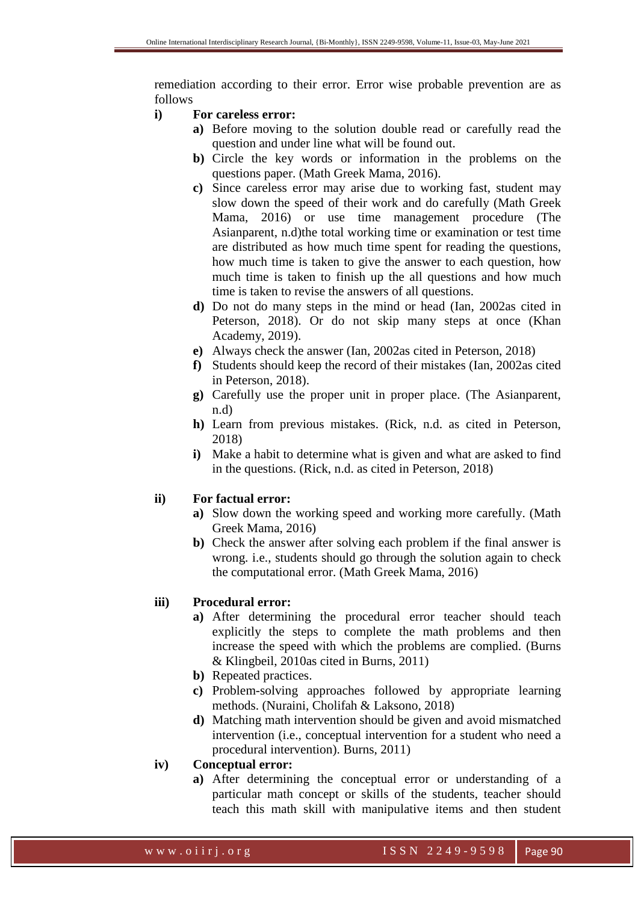remediation according to their error. Error wise probable prevention are as follows

**i) For careless error:**

- **a)** Before moving to the solution double read or carefully read the question and under line what will be found out.
- **b)** Circle the key words or information in the problems on the questions paper. (Math Greek Mama, 2016).
- **c)** Since careless error may arise due to working fast, student may slow down the speed of their work and do carefully (Math Greek Mama, 2016) or use time management procedure (The Asianparent, n.d)the total working time or examination or test time are distributed as how much time spent for reading the questions, how much time is taken to give the answer to each question, how much time is taken to finish up the all questions and how much time is taken to revise the answers of all questions.
- **d)** Do not do many steps in the mind or head (Ian, 2002as cited in Peterson, 2018). Or do not skip many steps at once (Khan Academy, 2019).
- **e)** Always check the answer (Ian, 2002as cited in Peterson, 2018)
- **f)** Students should keep the record of their mistakes (Ian, 2002as cited in Peterson, 2018).
- **g)** Carefully use the proper unit in proper place. (The Asianparent, n.d)
- **h)** Learn from previous mistakes. (Rick, n.d. as cited in Peterson, 2018)
- **i)** Make a habit to determine what is given and what are asked to find in the questions. (Rick, n.d. as cited in Peterson, 2018)

**ii) For factual error:**

- **a)** Slow down the working speed and working more carefully. (Math Greek Mama, 2016)
- **b)** Check the answer after solving each problem if the final answer is wrong. i.e., students should go through the solution again to check the computational error. (Math Greek Mama, 2016)

**iii) Procedural error:**

- **a)** After determining the procedural error teacher should teach explicitly the steps to complete the math problems and then increase the speed with which the problems are complied. (Burns & Klingbeil, 2010as cited in Burns, 2011)
- **b)** Repeated practices.
- **c)** Problem-solving approaches followed by appropriate learning methods. (Nuraini, Cholifah & Laksono, 2018)
- **d)** Matching math intervention should be given and avoid mismatched intervention (i.e., conceptual intervention for a student who need a procedural intervention). Burns, 2011)

**iv) Conceptual error:**

- **a)** After determining the conceptual error or understanding of a particular math concept or skills of the students, teacher should teach this math skill with manipulative items and then student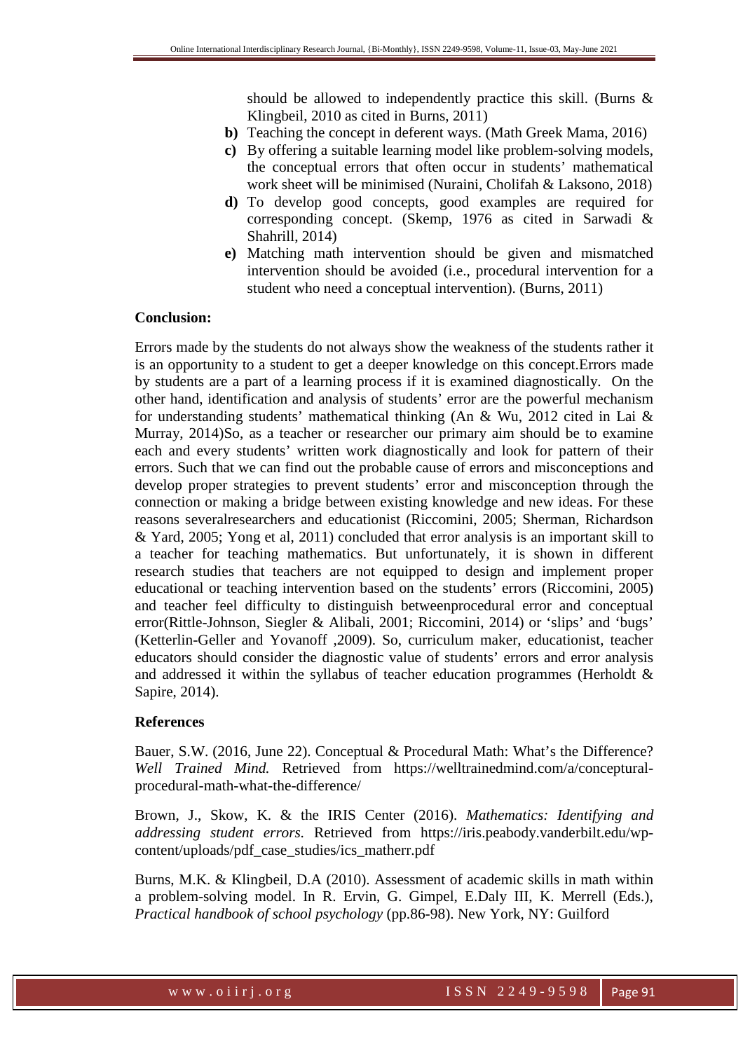should be allowed to independently practice this skill. (Burns & Klingbeil, 2010 as cited in Burns, 2011)

- **b)** Teaching the concept in deferent ways. (Math Greek Mama, 2016)
- **c)** By offering a suitable learning model like problem-solving models, the conceptual errors that often occur in students' mathematical work sheet will be minimised (Nuraini, Cholifah & Laksono, 2018)
- **d)** To develop good concepts, good examples are required for corresponding concept. (Skemp, 1976 as cited in Sarwadi & Shahrill, 2014)
- **e)** Matching math intervention should be given and mismatched intervention should be avoided (i.e., procedural intervention for a student who need a conceptual intervention). (Burns, 2011)

**Conclusion:**

Errors made by the students do not always show the weakness of the students rather it is an opportunity to a student to get a deeper knowledge on this concept.Errors made by students are a part of a learning process if it is examined diagnostically. On the other hand, identification and analysis of students' error are the powerful mechanism for understanding students' mathematical thinking (An & Wu, 2012 cited in Lai & Murray, 2014)So, as a teacher or researcher our primary aim should be to examine each and every students' written work diagnostically and look for pattern of their errors. Such that we can find out the probable cause of errors and misconceptions and develop proper strategies to prevent students' error and misconception through the connection or making a bridge between existing knowledge and new ideas. For these reasons severalresearchers and educationist (Riccomini, 2005; Sherman, Richardson & Yard, 2005; Yong et al, 2011) concluded that error analysis is an important skill to a teacher for teaching mathematics. But unfortunately, it is shown in different research studies that teachers are not equipped to design and implement proper educational or teaching intervention based on the students' errors (Riccomini, 2005) and teacher feel difficulty to distinguish betweenprocedural error and conceptual error(Rittle-Johnson, Siegler & Alibali, 2001; Riccomini, 2014) or 'slips' and 'bugs' (Ketterlin-Geller and Yovanoff ,2009). So, curriculum maker, educationist, teacher educators should consider the diagnostic value of students' errors and error analysis and addressed it within the syllabus of teacher education programmes (Herholdt & Sapire, 2014).

**References**

Bauer, S.W. (2016, June 22). Conceptual & Procedural Math: What's the Difference? *Well Trained Mind.* Retrieved from https://welltrainedmind.com/a/conceptual-procedural-math-what-the-difference/

Brown, J., Skow, K. & the IRIS Center (2016). *Mathematics: Identifying and addressing student errors.* Retrieved from https://iris.peabody.vanderbilt.edu/wp-content/uploads/pdf_case_studies/ics_matherr.pdf

Burns, M.K. & Klingbeil, D.A (2010). Assessment of academic skills in math within a problem-solving model. In R. Ervin, G. Gimpel, E.Daly III, K. Merrell (Eds.), *Practical handbook of school psychology* (pp.86-98). New York, NY: Guilford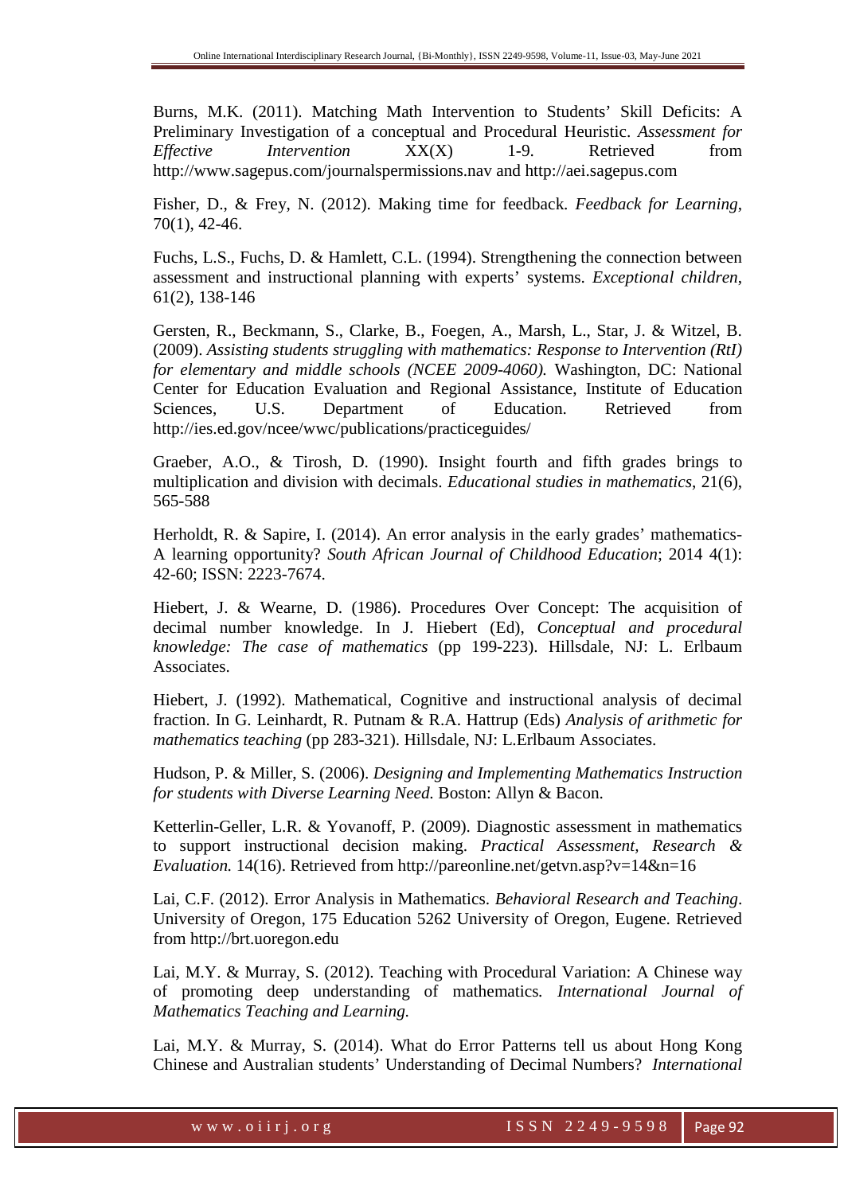Burns, M.K. (2011). Matching Math Intervention to Students' Skill Deficits: A Preliminary Investigation of a conceptual and Procedural Heuristic. *Assessment for Effective Intervention* XX(X) 1-9. Retrieved from http://www.sagepus.com/journalspermissions.nav and http://aei.sagepus.com

Fisher, D., & Frey, N. (2012). Making time for feedback. *Feedback for Learning*, 70(1), 42-46.

Fuchs, L.S., Fuchs, D. & Hamlett, C.L. (1994). Strengthening the connection between assessment and instructional planning with experts' systems. *Exceptional children*, 61(2), 138-146

Gersten, R., Beckmann, S., Clarke, B., Foegen, A., Marsh, L., Star, J. & Witzel, B. (2009). *Assisting students struggling with mathematics: Response to Intervention (RtI) for elementary and middle schools (NCEE 2009-4060).* Washington, DC: National Center for Education Evaluation and Regional Assistance, Institute of Education Sciences, U.S. Department of Education. Retrieved from http://ies.ed.gov/ncee/wwc/publications/practiceguides/

Graeber, A.O., & Tirosh, D. (1990). Insight fourth and fifth grades brings to multiplication and division with decimals. *Educational studies in mathematics*, 21(6), 565-588

Herholdt, R. & Sapire, I. (2014). An error analysis in the early grades' mathematics- A learning opportunity? *South African Journal of Childhood Education*; 2014 4(1): 42-60; ISSN: 2223-7674.

Hiebert, J. & Wearne, D. (1986). Procedures Over Concept: The acquisition of decimal number knowledge. In J. Hiebert (Ed), *Conceptual and procedural knowledge: The case of mathematics* (pp 199-223). Hillsdale, NJ: L. Erlbaum Associates.

Hiebert, J. (1992). Mathematical, Cognitive and instructional analysis of decimal fraction. In G. Leinhardt, R. Putnam & R.A. Hattrup (Eds) *Analysis of arithmetic for mathematics teaching* (pp 283-321). Hillsdale, NJ: L.Erlbaum Associates.

Hudson, P. & Miller, S. (2006). *Designing and Implementing Mathematics Instruction for students with Diverse Learning Need.* Boston: Allyn & Bacon.

Ketterlin-Geller, L.R. & Yovanoff, P. (2009). Diagnostic assessment in mathematics to support instructional decision making. *Practical Assessment, Research & Evaluation.* 14(16). Retrieved from http://pareonline.net/getvn.asp?v=14&n=16

Lai, C.F. (2012). Error Analysis in Mathematics. *Behavioral Research and Teaching*. University of Oregon, 175 Education 5262 University of Oregon, Eugene. Retrieved from http://brt.uoregon.edu

Lai, M.Y. & Murray, S. (2012). Teaching with Procedural Variation: A Chinese way of promoting deep understanding of mathematics*. International Journal of Mathematics Teaching and Learning.*

Lai, M.Y. & Murray, S. (2014). What do Error Patterns tell us about Hong Kong Chinese and Australian students' Understanding of Decimal Numbers? *International*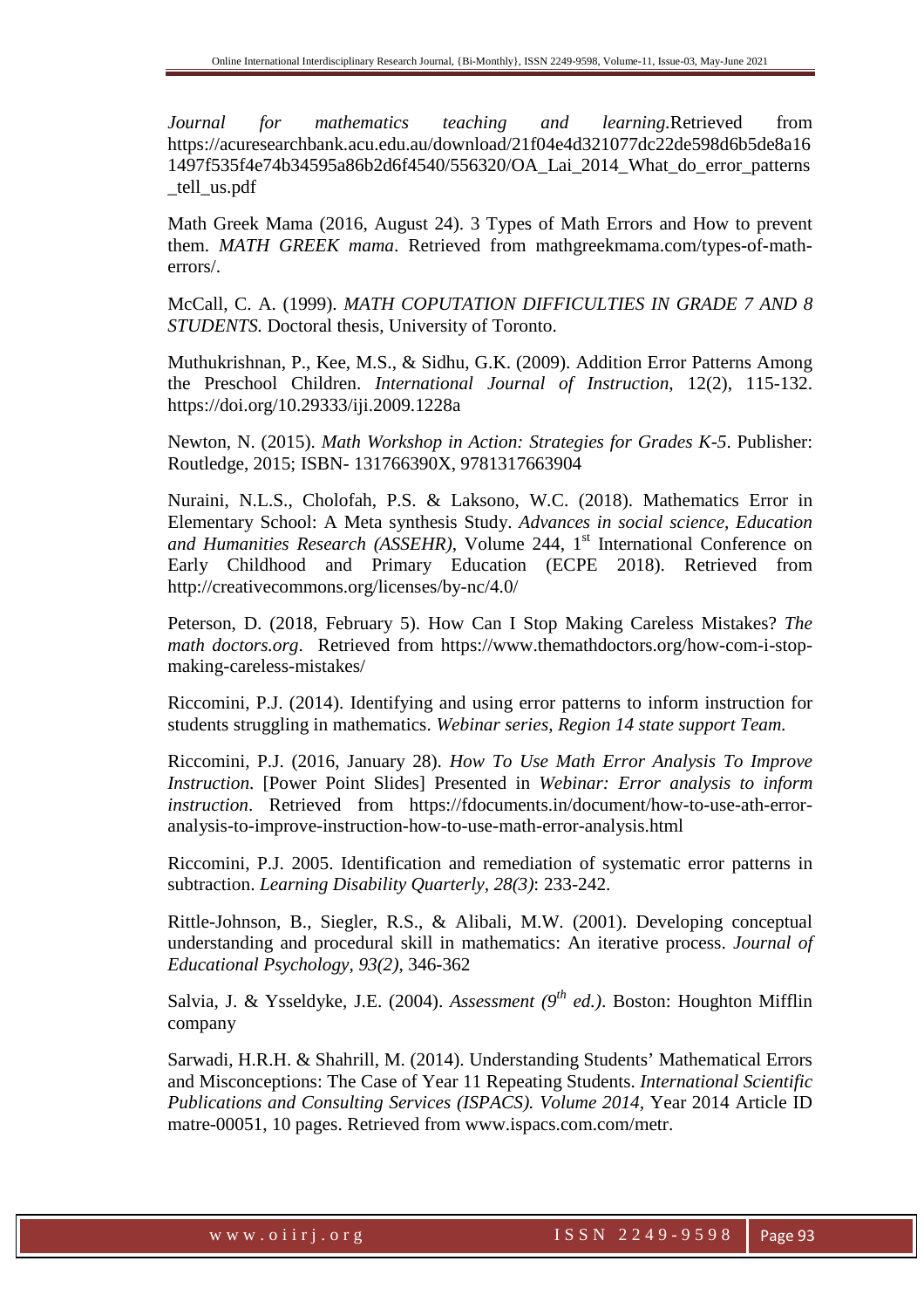*Journal for mathematics teaching and learning.*Retrieved from https://acuresearchbank.acu.edu.au/download/21f04e4d321077dc22de598d6b5de8a161497f535f4e74b34595a86b2d6f4540/556320/OA_Lai_2014_What_do_error_patterns_tell_us.pdf

Math Greek Mama (2016, August 24). 3 Types of Math Errors and How to prevent them. *MATH GREEK mama*. Retrieved from mathgreekmama.com/types-of-math-errors/.

McCall, C. A. (1999). *MATH COPUTATION DIFFICULTIES IN GRADE 7 AND 8 STUDENTS.* Doctoral thesis, University of Toronto.

Muthukrishnan, P., Kee, M.S., & Sidhu, G.K. (2009). Addition Error Patterns Among the Preschool Children. *International Journal of Instruction*, 12(2), 115-132. https://doi.org/10.29333/iji.2009.1228a

Newton, N. (2015). *Math Workshop in Action: Strategies for Grades K-5*. Publisher: Routledge, 2015; ISBN- 131766390X, 9781317663904

Nuraini, N.L.S., Cholofah, P.S. & Laksono, W.C. (2018). Mathematics Error in Elementary School: A Meta synthesis Study. *Advances in social science, Education and Humanities Research (ASSEHR),* Volume 244, 1st International Conference on Early Childhood and Primary Education (ECPE 2018). Retrieved from http://creativecommons.org/licenses/by-nc/4.0/

Peterson, D. (2018, February 5). How Can I Stop Making Careless Mistakes? *The math doctors.org*. Retrieved from https://www.themathdoctors.org/how-com-i-stop-making-careless-mistakes/

Riccomini, P.J. (2014). Identifying and using error patterns to inform instruction for students struggling in mathematics. *Webinar series, Region 14 state support Team.*

Riccomini, P.J. (2016, January 28). *How To Use Math Error Analysis To Improve Instruction*. [Power Point Slides] Presented in *Webinar: Error analysis to inform instruction*. Retrieved from https://fdocuments.in/document/how-to-use-ath-error-analysis-to-improve-instruction-how-to-use-math-error-analysis.html

Riccomini, P.J. 2005. Identification and remediation of systematic error patterns in subtraction. *Learning Disability Quarterly, 28(3)*: 233-242.

Rittle-Johnson, B., Siegler, R.S., & Alibali, M.W. (2001). Developing conceptual understanding and procedural skill in mathematics: An iterative process. *Journal of Educational Psychology, 93(2)*, 346-362

Salvia, J. & Ysseldyke, J.E. (2004). *Assessment (9th ed.)*. Boston: Houghton Mifflin company

Sarwadi, H.R.H. & Shahrill, M. (2014). Understanding Students' Mathematical Errors and Misconceptions: The Case of Year 11 Repeating Students. *International Scientific Publications and Consulting Services (ISPACS). Volume 2014,* Year 2014 Article ID matre-00051, 10 pages. Retrieved from www.ispacs.com.com/metr.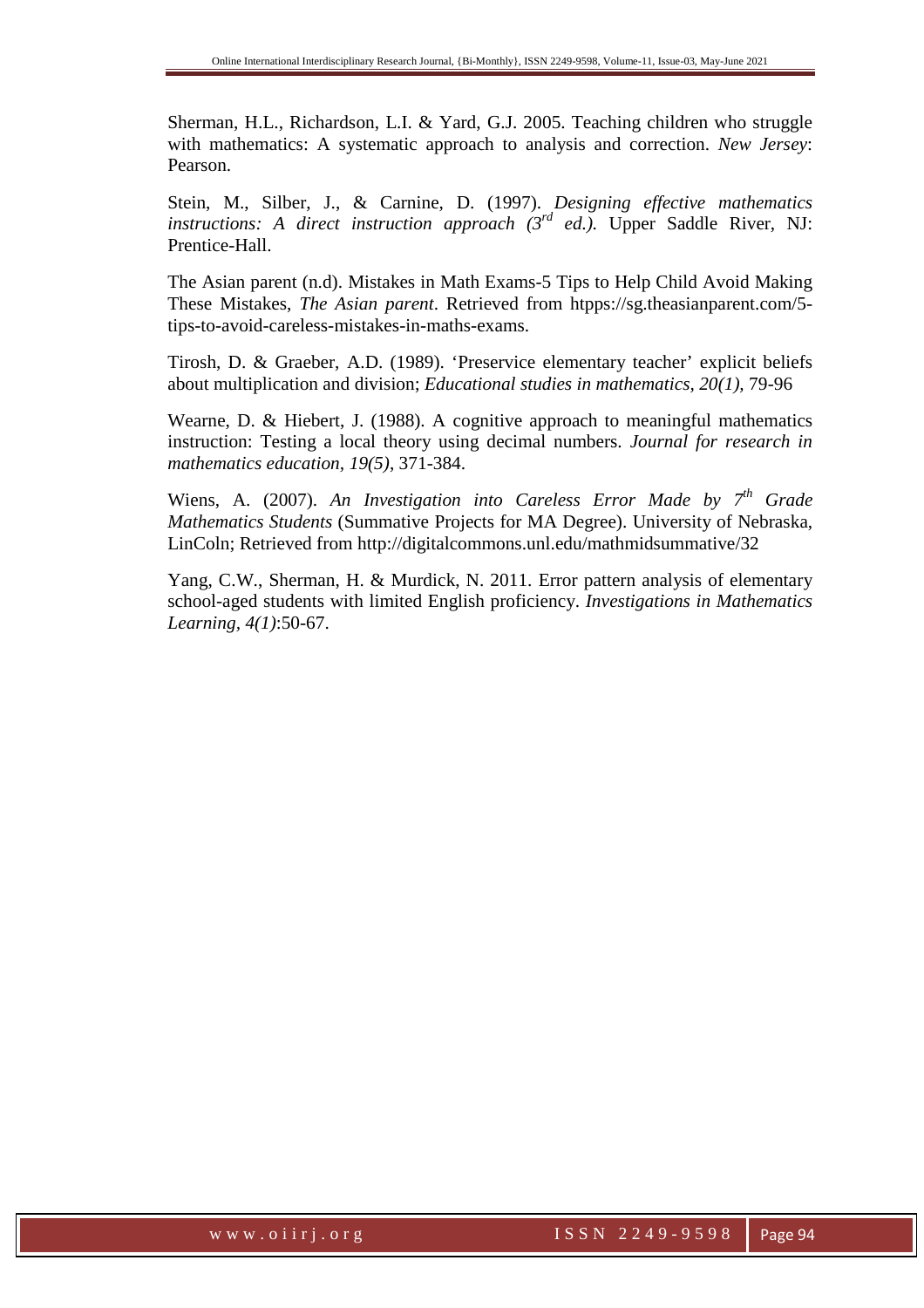Sherman, H.L., Richardson, L.I. & Yard, G.J. 2005. Teaching children who struggle with mathematics: A systematic approach to analysis and correction. *New Jersey*: Pearson.

Stein, M., Silber, J., & Carnine, D. (1997). *Designing effective mathematics instructions: A direct instruction approach (3rd ed.).* Upper Saddle River, NJ: Prentice-Hall.

The Asian parent (n.d). Mistakes in Math Exams-5 Tips to Help Child Avoid Making These Mistakes, *The Asian parent*. Retrieved from htpps://sg.theasianparent.com/5-tips-to-avoid-careless-mistakes-in-maths-exams.

Tirosh, D. & Graeber, A.D. (1989). 'Preservice elementary teacher' explicit beliefs about multiplication and division; *Educational studies in mathematics, 20(1)*, 79-96

Wearne, D. & Hiebert, J. (1988). A cognitive approach to meaningful mathematics instruction: Testing a local theory using decimal numbers. *Journal for research in mathematics education, 19(5)*, 371-384.

Wiens, A. (2007). *An Investigation into Careless Error Made by 7th Grade Mathematics Students* (Summative Projects for MA Degree). University of Nebraska, LinColn; Retrieved from http://digitalcommons.unl.edu/mathmidsummative/32

Yang, C.W., Sherman, H. & Murdick, N. 2011. Error pattern analysis of elementary school-aged students with limited English proficiency. *Investigations in Mathematics Learning, 4(1)*:50-67.